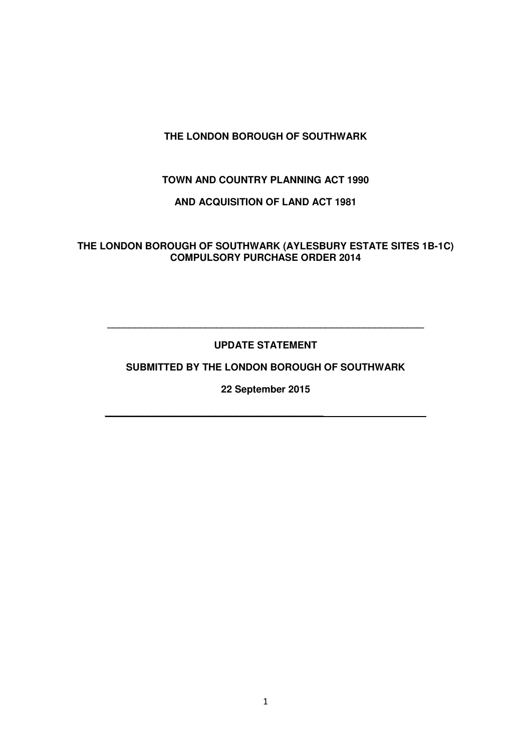**THE LONDON BOROUGH OF SOUTHWARK**

**TOWN AND COUNTRY PLANNING ACT 1990**

**AND ACQUISITION OF LAND ACT 1981**

**THE LONDON BOROUGH OF SOUTHWARK (AYLESBURY ESTATE SITES 1B-1C) COMPULSORY PURCHASE ORDER 2014**

---

**UPDATE STATEMENT**

**SUBMITTED BY THE LONDON BOROUGH OF SOUTHWARK**

**22 September 2015**

---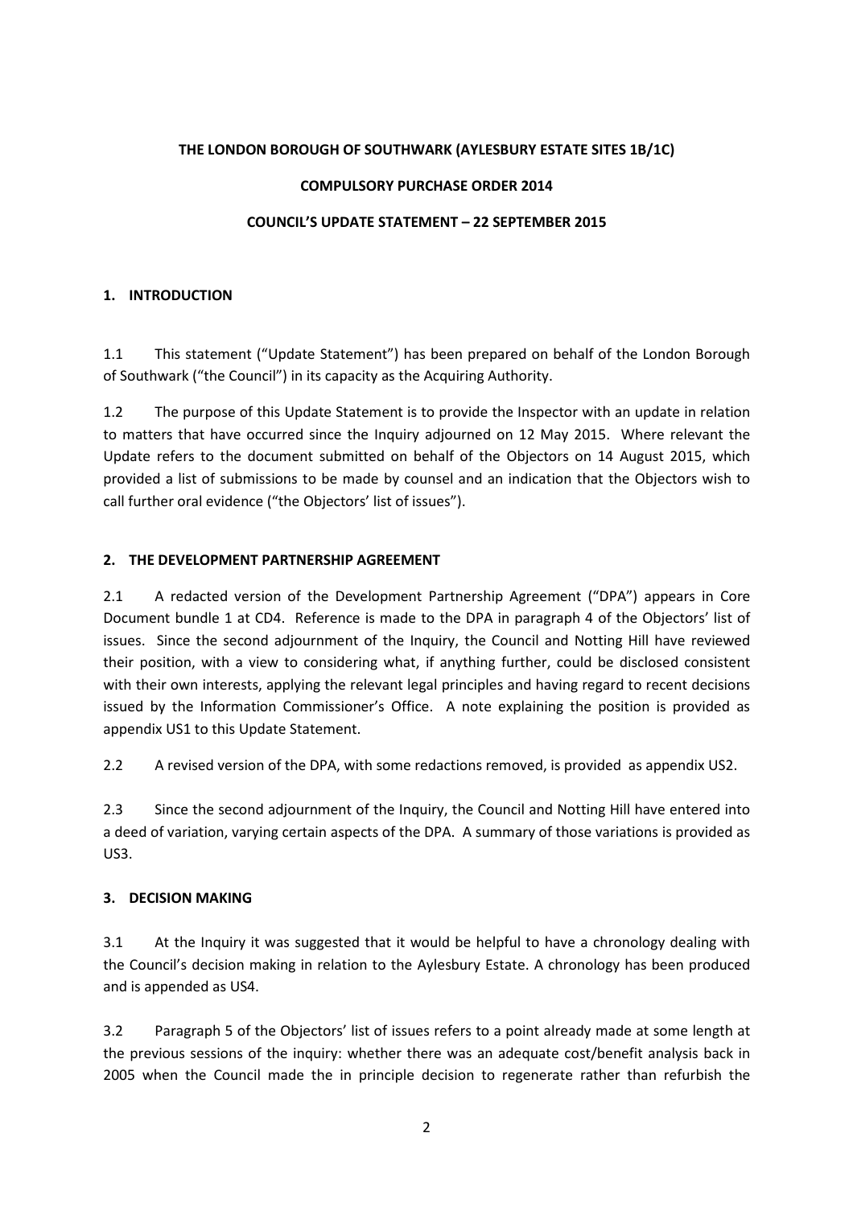**THE LONDON BOROUGH OF SOUTHWARK (AYLESBURY ESTATE SITES 1B/1C)**

**COMPULSORY PURCHASE ORDER 2014**

**COUNCIL'S UPDATE STATEMENT – 22 SEPTEMBER 2015**

## 1. INTRODUCTION

1.1 This statement ("Update Statement") has been prepared on behalf of the London Borough of Southwark ("the Council") in its capacity as the Acquiring Authority.

1.2 The purpose of this Update Statement is to provide the Inspector with an update in relation to matters that have occurred since the Inquiry adjourned on 12 May 2015. Where relevant the Update refers to the document submitted on behalf of the Objectors on 14 August 2015, which provided a list of submissions to be made by counsel and an indication that the Objectors wish to call further oral evidence ("the Objectors' list of issues").

## 2. THE DEVELOPMENT PARTNERSHIP AGREEMENT

2.1 A redacted version of the Development Partnership Agreement ("DPA") appears in Core Document bundle 1 at CD4. Reference is made to the DPA in paragraph 4 of the Objectors' list of issues. Since the second adjournment of the Inquiry, the Council and Notting Hill have reviewed their position, with a view to considering what, if anything further, could be disclosed consistent with their own interests, applying the relevant legal principles and having regard to recent decisions issued by the Information Commissioner's Office. A note explaining the position is provided as appendix US1 to this Update Statement.

2.2 A revised version of the DPA, with some redactions removed, is provided as appendix US2.

2.3 Since the second adjournment of the Inquiry, the Council and Notting Hill have entered into a deed of variation, varying certain aspects of the DPA. A summary of those variations is provided as US3.

## 3. DECISION MAKING

3.1 At the Inquiry it was suggested that it would be helpful to have a chronology dealing with the Council's decision making in relation to the Aylesbury Estate. A chronology has been produced and is appended as US4.

3.2 Paragraph 5 of the Objectors' list of issues refers to a point already made at some length at the previous sessions of the inquiry: whether there was an adequate cost/benefit analysis back in 2005 when the Council made the in principle decision to regenerate rather than refurbish the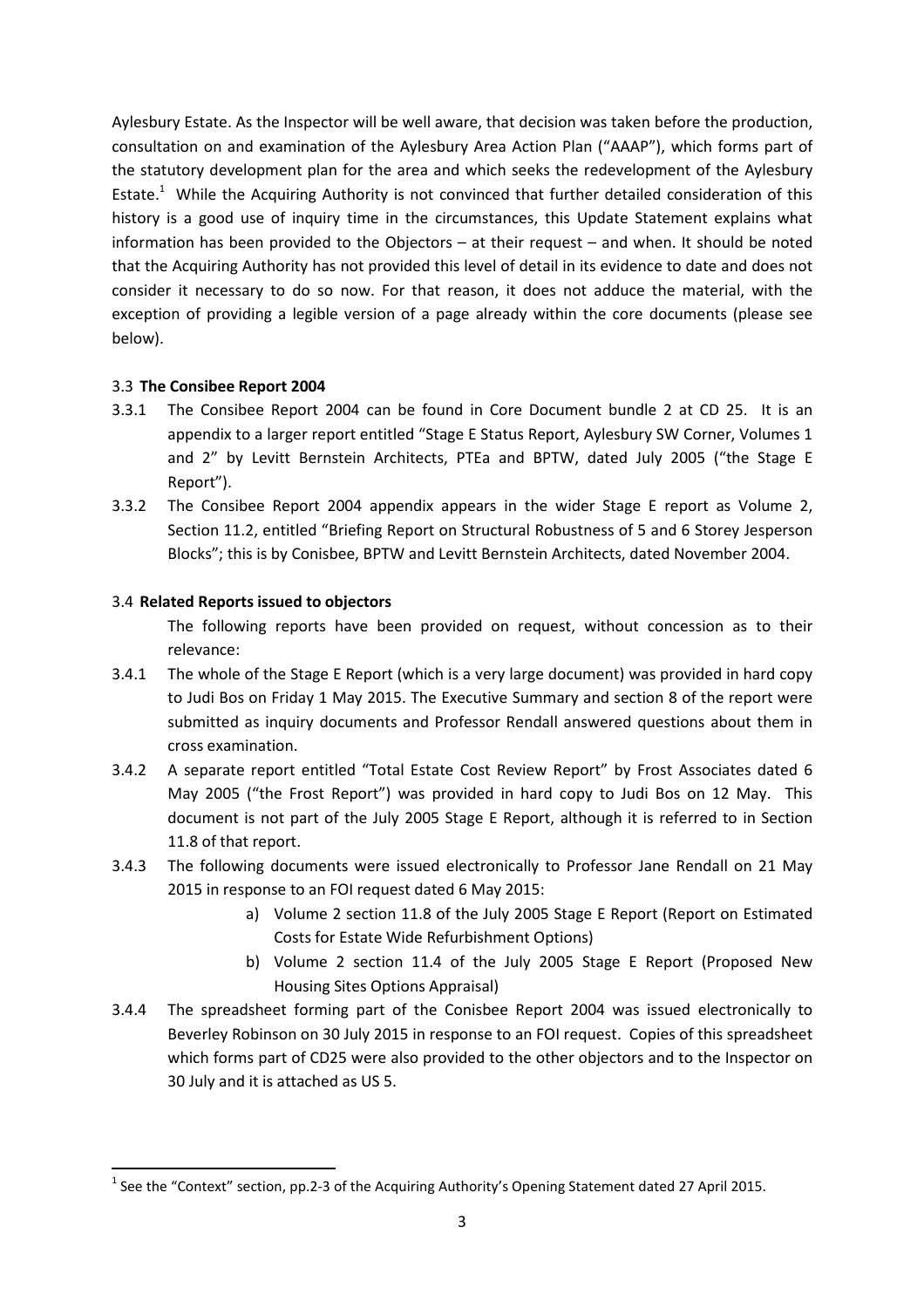Aylesbury Estate. As the Inspector will be well aware, that decision was taken before the production, consultation on and examination of the Aylesbury Area Action Plan ("AAAP"), which forms part of the statutory development plan for the area and which seeks the redevelopment of the Aylesbury Estate.[1] While the Acquiring Authority is not convinced that further detailed consideration of this history is a good use of inquiry time in the circumstances, this Update Statement explains what information has been provided to the Objectors – at their request – and when. It should be noted that the Acquiring Authority has not provided this level of detail in its evidence to date and does not consider it necessary to do so now. For that reason, it does not adduce the material, with the exception of providing a legible version of a page already within the core documents (please see below).

### 3.3 **The Consibee Report 2004**

3.3.1 The Consibee Report 2004 can be found in Core Document bundle 2 at CD 25. It is an appendix to a larger report entitled "Stage E Status Report, Aylesbury SW Corner, Volumes 1 and 2" by Levitt Bernstein Architects, PTEa and BPTW, dated July 2005 ("the Stage E Report").

3.3.2 The Consibee Report 2004 appendix appears in the wider Stage E report as Volume 2, Section 11.2, entitled "Briefing Report on Structural Robustness of 5 and 6 Storey Jesperson Blocks"; this is by Conisbee, BPTW and Levitt Bernstein Architects, dated November 2004.

### 3.4 **Related Reports issued to objectors**

The following reports have been provided on request, without concession as to their relevance:

3.4.1 The whole of the Stage E Report (which is a very large document) was provided in hard copy to Judi Bos on Friday 1 May 2015. The Executive Summary and section 8 of the report were submitted as inquiry documents and Professor Rendall answered questions about them in cross examination.

3.4.2 A separate report entitled "Total Estate Cost Review Report" by Frost Associates dated 6 May 2005 ("the Frost Report") was provided in hard copy to Judi Bos on 12 May. This document is not part of the July 2005 Stage E Report, although it is referred to in Section 11.8 of that report.

3.4.3 The following documents were issued electronically to Professor Jane Rendall on 21 May 2015 in response to an FOI request dated 6 May 2015:

a) Volume 2 section 11.8 of the July 2005 Stage E Report (Report on Estimated Costs for Estate Wide Refurbishment Options)

b) Volume 2 section 11.4 of the July 2005 Stage E Report (Proposed New Housing Sites Options Appraisal)

3.4.4 The spreadsheet forming part of the Conisbee Report 2004 was issued electronically to Beverley Robinson on 30 July 2015 in response to an FOI request. Copies of this spreadsheet which forms part of CD25 were also provided to the other objectors and to the Inspector on 30 July and it is attached as US 5.

---

[1] See the "Context" section, pp.2-3 of the Acquiring Authority's Opening Statement dated 27 April 2015.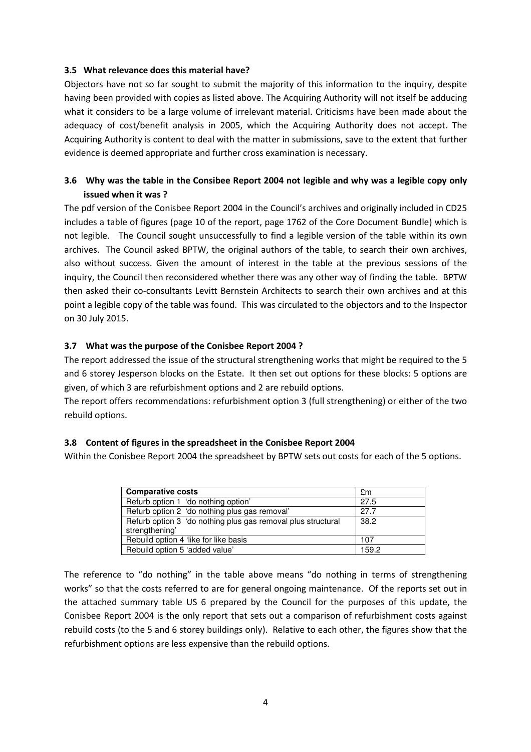### 3.5 What relevance does this material have?

Objectors have not so far sought to submit the majority of this information to the inquiry, despite having been provided with copies as listed above. The Acquiring Authority will not itself be adducing what it considers to be a large volume of irrelevant material. Criticisms have been made about the adequacy of cost/benefit analysis in 2005, which the Acquiring Authority does not accept. The Acquiring Authority is content to deal with the matter in submissions, save to the extent that further evidence is deemed appropriate and further cross examination is necessary.

### 3.6 Why was the table in the Conisbee Report 2004 not legible and why was a legible copy only issued when it was ?

The pdf version of the Conisbee Report 2004 in the Council's archives and originally included in CD25 includes a table of figures (page 10 of the report, page 1762 of the Core Document Bundle) which is not legible. The Council sought unsuccessfully to find a legible version of the table within its own archives. The Council asked BPTW, the original authors of the table, to search their own archives, also without success. Given the amount of interest in the table at the previous sessions of the inquiry, the Council then reconsidered whether there was any other way of finding the table. BPTW then asked their co-consultants Levitt Bernstein Architects to search their own archives and at this point a legible copy of the table was found. This was circulated to the objectors and to the Inspector on 30 July 2015.

### 3.7 What was the purpose of the Conisbee Report 2004 ?

The report addressed the issue of the structural strengthening works that might be required to the 5 and 6 storey Jesperson blocks on the Estate. It then set out options for these blocks: 5 options are given, of which 3 are refurbishment options and 2 are rebuild options.

The report offers recommendations: refurbishment option 3 (full strengthening) or either of the two rebuild options.

### 3.8 Content of figures in the spreadsheet in the Conisbee Report 2004

Within the Conisbee Report 2004 the spreadsheet by BPTW sets out costs for each of the 5 options.

| Comparative costs | £m |
|---|---|
| Refurb option 1 'do nothing option' | 27.5 |
| Refurb option 2 'do nothing plus gas removal' | 27.7 |
| Refurb option 3 'do nothing plus gas removal plus structural strengthening' | 38.2 |
| Rebuild option 4 'like for like basis | 107 |
| Rebuild option 5 'added value' | 159.2 |

The reference to "do nothing" in the table above means "do nothing in terms of strengthening works" so that the costs referred to are for general ongoing maintenance. Of the reports set out in the attached summary table US 6 prepared by the Council for the purposes of this update, the Conisbee Report 2004 is the only report that sets out a comparison of refurbishment costs against rebuild costs (to the 5 and 6 storey buildings only). Relative to each other, the figures show that the refurbishment options are less expensive than the rebuild options.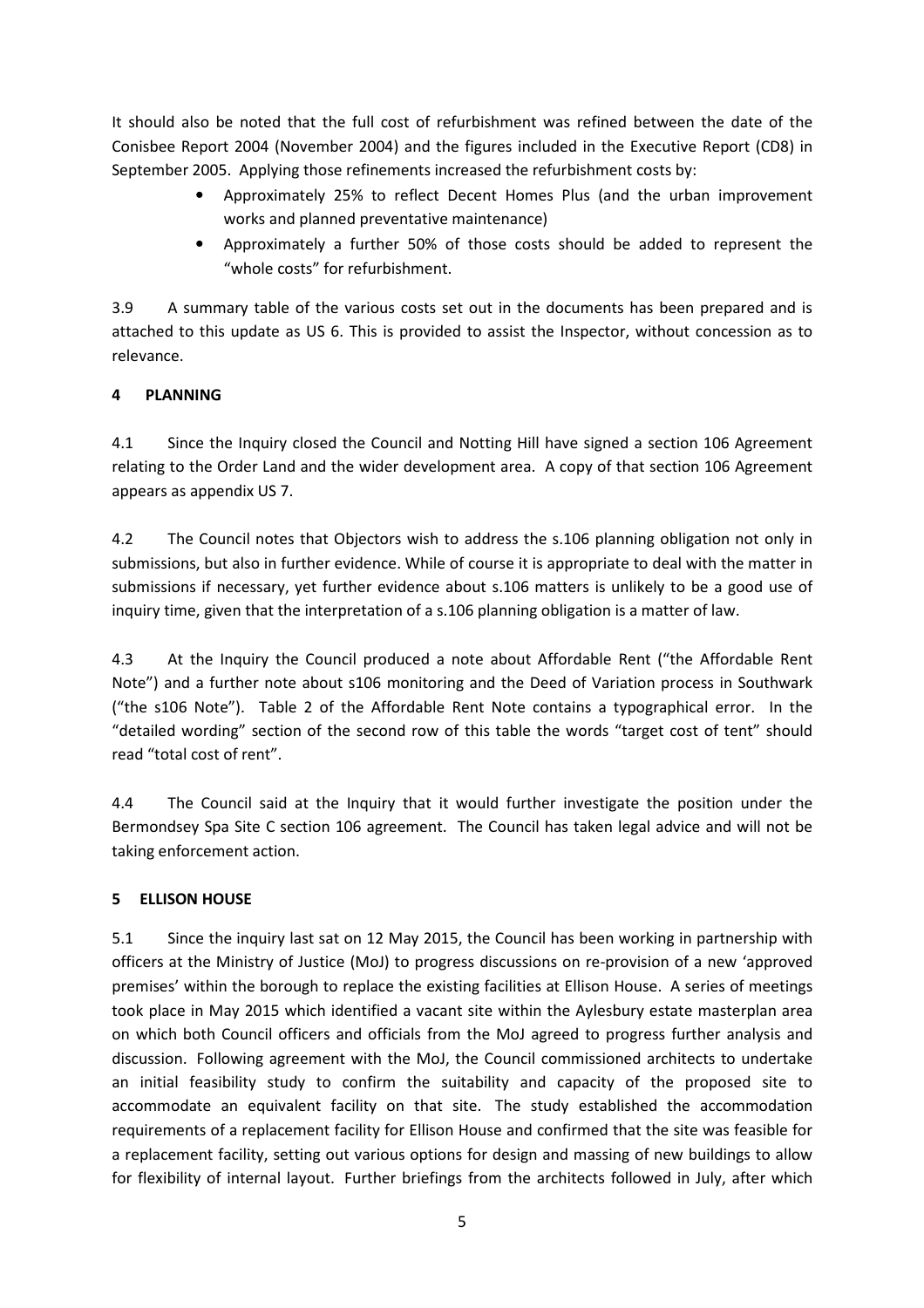It should also be noted that the full cost of refurbishment was refined between the date of the Conisbee Report 2004 (November 2004) and the figures included in the Executive Report (CD8) in September 2005. Applying those refinements increased the refurbishment costs by:

- Approximately 25% to reflect Decent Homes Plus (and the urban improvement works and planned preventative maintenance)
- Approximately a further 50% of those costs should be added to represent the "whole costs" for refurbishment.

3.9 A summary table of the various costs set out in the documents has been prepared and is attached to this update as US 6. This is provided to assist the Inspector, without concession as to relevance.

## 4 PLANNING

4.1 Since the Inquiry closed the Council and Notting Hill have signed a section 106 Agreement relating to the Order Land and the wider development area. A copy of that section 106 Agreement appears as appendix US 7.

4.2 The Council notes that Objectors wish to address the s.106 planning obligation not only in submissions, but also in further evidence. While of course it is appropriate to deal with the matter in submissions if necessary, yet further evidence about s.106 matters is unlikely to be a good use of inquiry time, given that the interpretation of a s.106 planning obligation is a matter of law.

4.3 At the Inquiry the Council produced a note about Affordable Rent ("the Affordable Rent Note") and a further note about s106 monitoring and the Deed of Variation process in Southwark ("the s106 Note"). Table 2 of the Affordable Rent Note contains a typographical error. In the "detailed wording" section of the second row of this table the words "target cost of tent" should read "total cost of rent".

4.4 The Council said at the Inquiry that it would further investigate the position under the Bermondsey Spa Site C section 106 agreement. The Council has taken legal advice and will not be taking enforcement action.

## 5 ELLISON HOUSE

5.1 Since the inquiry last sat on 12 May 2015, the Council has been working in partnership with officers at the Ministry of Justice (MoJ) to progress discussions on re-provision of a new 'approved premises' within the borough to replace the existing facilities at Ellison House. A series of meetings took place in May 2015 which identified a vacant site within the Aylesbury estate masterplan area on which both Council officers and officials from the MoJ agreed to progress further analysis and discussion. Following agreement with the MoJ, the Council commissioned architects to undertake an initial feasibility study to confirm the suitability and capacity of the proposed site to accommodate an equivalent facility on that site. The study established the accommodation requirements of a replacement facility for Ellison House and confirmed that the site was feasible for a replacement facility, setting out various options for design and massing of new buildings to allow for flexibility of internal layout. Further briefings from the architects followed in July, after which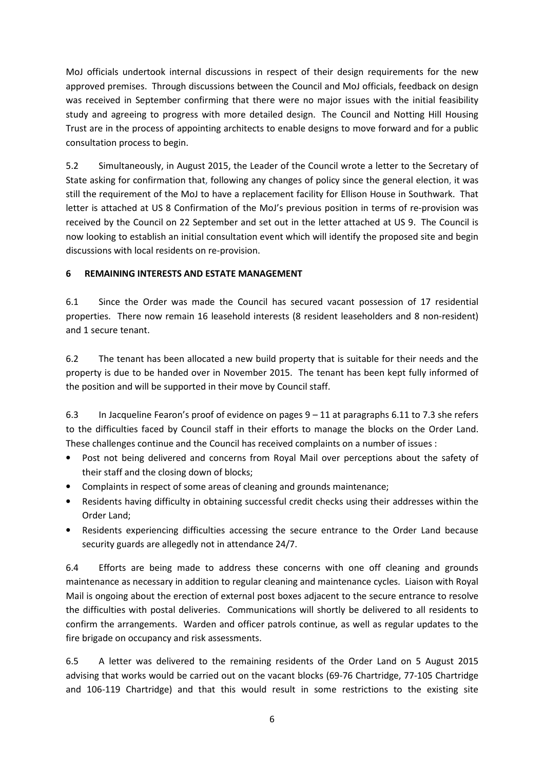MoJ officials undertook internal discussions in respect of their design requirements for the new approved premises. Through discussions between the Council and MoJ officials, feedback on design was received in September confirming that there were no major issues with the initial feasibility study and agreeing to progress with more detailed design. The Council and Notting Hill Housing Trust are in the process of appointing architects to enable designs to move forward and for a public consultation process to begin.

5.2 Simultaneously, in August 2015, the Leader of the Council wrote a letter to the Secretary of State asking for confirmation that, following any changes of policy since the general election, it was still the requirement of the MoJ to have a replacement facility for Ellison House in Southwark. That letter is attached at US 8 Confirmation of the MoJ's previous position in terms of re-provision was received by the Council on 22 September and set out in the letter attached at US 9. The Council is now looking to establish an initial consultation event which will identify the proposed site and begin discussions with local residents on re-provision.

## 6 REMAINING INTERESTS AND ESTATE MANAGEMENT

6.1 Since the Order was made the Council has secured vacant possession of 17 residential properties. There now remain 16 leasehold interests (8 resident leaseholders and 8 non-resident) and 1 secure tenant.

6.2 The tenant has been allocated a new build property that is suitable for their needs and the property is due to be handed over in November 2015. The tenant has been kept fully informed of the position and will be supported in their move by Council staff.

6.3 In Jacqueline Fearon's proof of evidence on pages 9 – 11 at paragraphs 6.11 to 7.3 she refers to the difficulties faced by Council staff in their efforts to manage the blocks on the Order Land. These challenges continue and the Council has received complaints on a number of issues :

- Post not being delivered and concerns from Royal Mail over perceptions about the safety of their staff and the closing down of blocks;
- Complaints in respect of some areas of cleaning and grounds maintenance;
- Residents having difficulty in obtaining successful credit checks using their addresses within the Order Land;
- Residents experiencing difficulties accessing the secure entrance to the Order Land because security guards are allegedly not in attendance 24/7.

6.4 Efforts are being made to address these concerns with one off cleaning and grounds maintenance as necessary in addition to regular cleaning and maintenance cycles. Liaison with Royal Mail is ongoing about the erection of external post boxes adjacent to the secure entrance to resolve the difficulties with postal deliveries. Communications will shortly be delivered to all residents to confirm the arrangements. Warden and officer patrols continue, as well as regular updates to the fire brigade on occupancy and risk assessments.

6.5 A letter was delivered to the remaining residents of the Order Land on 5 August 2015 advising that works would be carried out on the vacant blocks (69-76 Chartridge, 77-105 Chartridge and 106-119 Chartridge) and that this would result in some restrictions to the existing site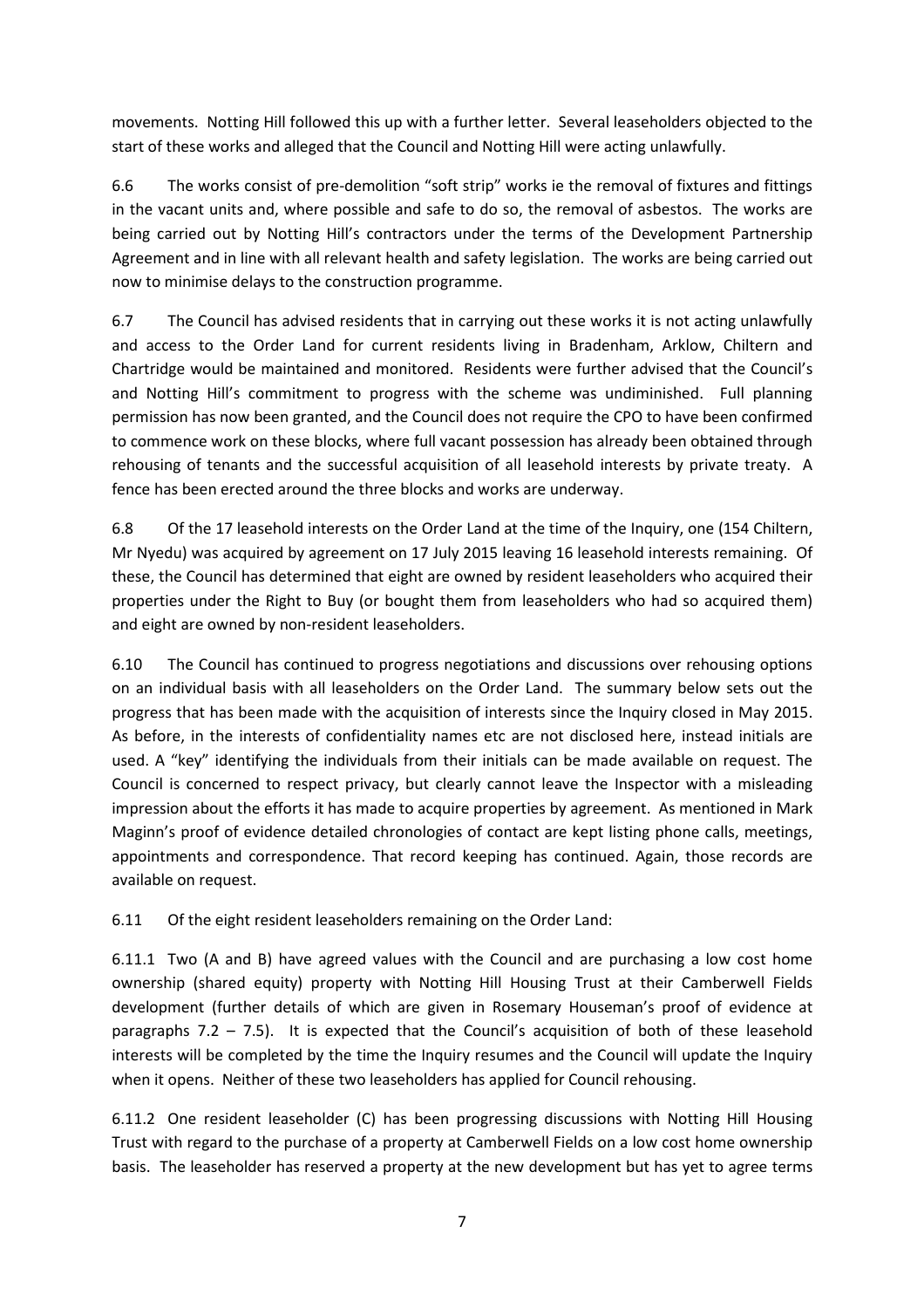movements. Notting Hill followed this up with a further letter. Several leaseholders objected to the start of these works and alleged that the Council and Notting Hill were acting unlawfully.

6.6 The works consist of pre-demolition "soft strip" works ie the removal of fixtures and fittings in the vacant units and, where possible and safe to do so, the removal of asbestos. The works are being carried out by Notting Hill's contractors under the terms of the Development Partnership Agreement and in line with all relevant health and safety legislation. The works are being carried out now to minimise delays to the construction programme.

6.7 The Council has advised residents that in carrying out these works it is not acting unlawfully and access to the Order Land for current residents living in Bradenham, Arklow, Chiltern and Chartridge would be maintained and monitored. Residents were further advised that the Council's and Notting Hill's commitment to progress with the scheme was undiminished. Full planning permission has now been granted, and the Council does not require the CPO to have been confirmed to commence work on these blocks, where full vacant possession has already been obtained through rehousing of tenants and the successful acquisition of all leasehold interests by private treaty. A fence has been erected around the three blocks and works are underway.

6.8 Of the 17 leasehold interests on the Order Land at the time of the Inquiry, one (154 Chiltern, Mr Nyedu) was acquired by agreement on 17 July 2015 leaving 16 leasehold interests remaining. Of these, the Council has determined that eight are owned by resident leaseholders who acquired their properties under the Right to Buy (or bought them from leaseholders who had so acquired them) and eight are owned by non-resident leaseholders.

6.10 The Council has continued to progress negotiations and discussions over rehousing options on an individual basis with all leaseholders on the Order Land. The summary below sets out the progress that has been made with the acquisition of interests since the Inquiry closed in May 2015. As before, in the interests of confidentiality names etc are not disclosed here, instead initials are used. A "key" identifying the individuals from their initials can be made available on request. The Council is concerned to respect privacy, but clearly cannot leave the Inspector with a misleading impression about the efforts it has made to acquire properties by agreement. As mentioned in Mark Maginn's proof of evidence detailed chronologies of contact are kept listing phone calls, meetings, appointments and correspondence. That record keeping has continued. Again, those records are available on request.

6.11 Of the eight resident leaseholders remaining on the Order Land:

6.11.1 Two (A and B) have agreed values with the Council and are purchasing a low cost home ownership (shared equity) property with Notting Hill Housing Trust at their Camberwell Fields development (further details of which are given in Rosemary Houseman's proof of evidence at paragraphs 7.2 – 7.5). It is expected that the Council's acquisition of both of these leasehold interests will be completed by the time the Inquiry resumes and the Council will update the Inquiry when it opens. Neither of these two leaseholders has applied for Council rehousing.

6.11.2 One resident leaseholder (C) has been progressing discussions with Notting Hill Housing Trust with regard to the purchase of a property at Camberwell Fields on a low cost home ownership basis. The leaseholder has reserved a property at the new development but has yet to agree terms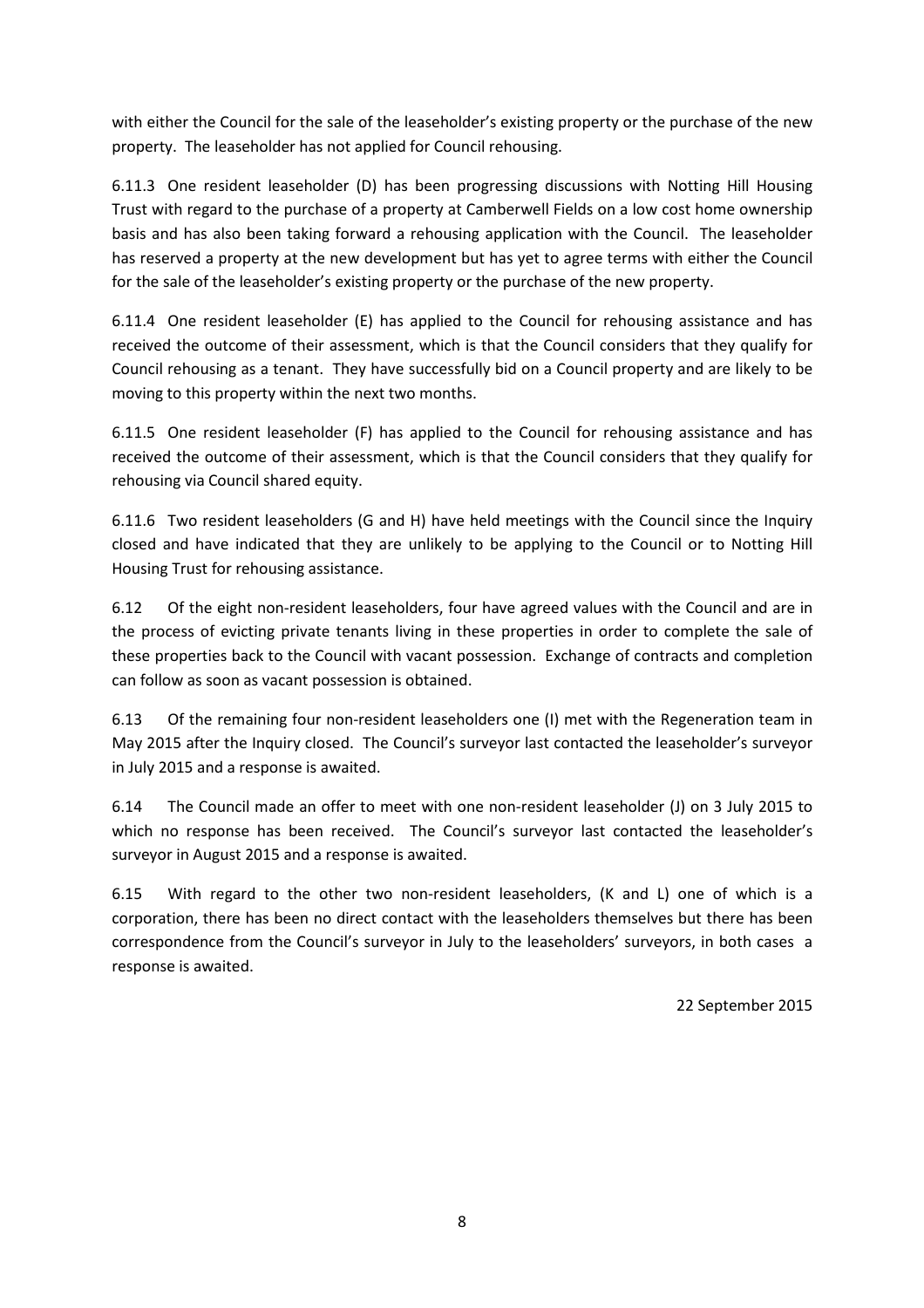with either the Council for the sale of the leaseholder's existing property or the purchase of the new property. The leaseholder has not applied for Council rehousing.

6.11.3 One resident leaseholder (D) has been progressing discussions with Notting Hill Housing Trust with regard to the purchase of a property at Camberwell Fields on a low cost home ownership basis and has also been taking forward a rehousing application with the Council. The leaseholder has reserved a property at the new development but has yet to agree terms with either the Council for the sale of the leaseholder's existing property or the purchase of the new property.

6.11.4 One resident leaseholder (E) has applied to the Council for rehousing assistance and has received the outcome of their assessment, which is that the Council considers that they qualify for Council rehousing as a tenant. They have successfully bid on a Council property and are likely to be moving to this property within the next two months.

6.11.5 One resident leaseholder (F) has applied to the Council for rehousing assistance and has received the outcome of their assessment, which is that the Council considers that they qualify for rehousing via Council shared equity.

6.11.6 Two resident leaseholders (G and H) have held meetings with the Council since the Inquiry closed and have indicated that they are unlikely to be applying to the Council or to Notting Hill Housing Trust for rehousing assistance.

6.12 Of the eight non-resident leaseholders, four have agreed values with the Council and are in the process of evicting private tenants living in these properties in order to complete the sale of these properties back to the Council with vacant possession. Exchange of contracts and completion can follow as soon as vacant possession is obtained.

6.13 Of the remaining four non-resident leaseholders one (I) met with the Regeneration team in May 2015 after the Inquiry closed. The Council's surveyor last contacted the leaseholder's surveyor in July 2015 and a response is awaited.

6.14 The Council made an offer to meet with one non-resident leaseholder (J) on 3 July 2015 to which no response has been received. The Council's surveyor last contacted the leaseholder's surveyor in August 2015 and a response is awaited.

6.15 With regard to the other two non-resident leaseholders, (K and L) one of which is a corporation, there has been no direct contact with the leaseholders themselves but there has been correspondence from the Council's surveyor in July to the leaseholders' surveyors, in both cases a response is awaited.

22 September 2015